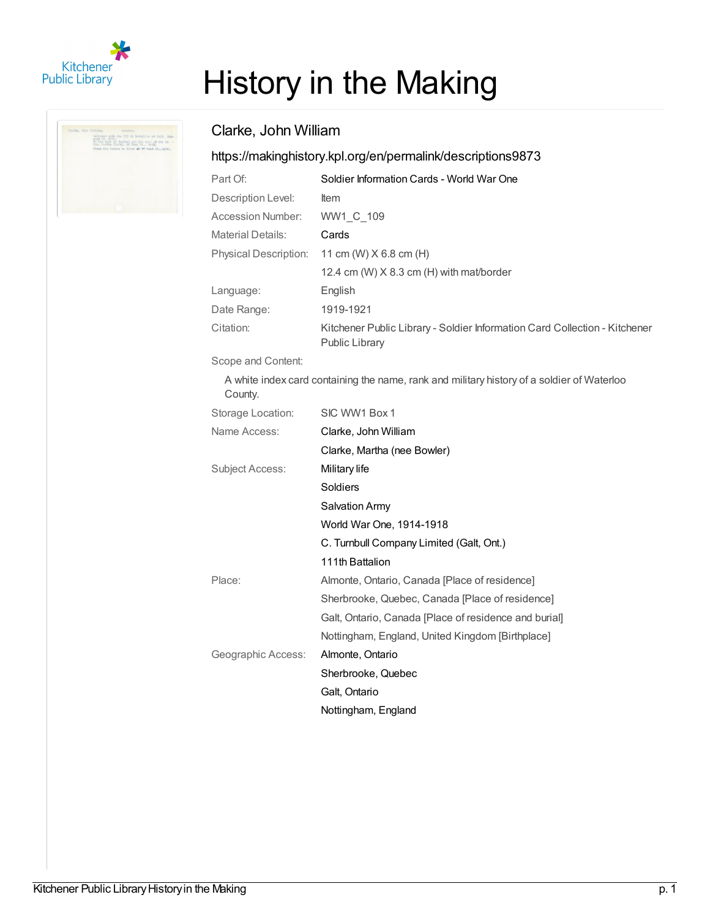# History in the Making

## Clarke, John William

https://makinghistory.kpl.org/en/permalink/descriptions9873

| | |
|---|---|
| Part Of: | Soldier Information Cards - World War One |
| Description Level: | Item |
| Accession Number: | WW1_C_109 |
| Material Details: | Cards |
| Physical Description: | 11 cm (W) X 6.8 cm (H)<br>12.4 cm (W) X 8.3 cm (H) with mat/border |
| Language: | English |
| Date Range: | 1919-1921 |
| Citation: | Kitchener Public Library - Soldier Information Card Collection - Kitchener Public Library |

Scope and Content:

A white index card containing the name, rank and military history of a soldier of Waterloo County.

| | |
|---|---|
| Storage Location: | SIC WW1 Box 1 |
| Name Access: | Clarke, John William<br>Clarke, Martha (nee Bowler) |
| Subject Access: | Military life<br>Soldiers<br>Salvation Army<br>World War One, 1914-1918<br>C. Turnbull Company Limited (Galt, Ont.)<br>111th Battalion |
| Place: | Almonte, Ontario, Canada [Place of residence]<br>Sherbrooke, Quebec, Canada [Place of residence]<br>Galt, Ontario, Canada [Place of residence and burial]<br>Nottingham, England, United Kingdom [Birthplace] |
| Geographic Access: | Almonte, Ontario<br>Sherbrooke, Quebec<br>Galt, Ontario<br>Nottingham, England |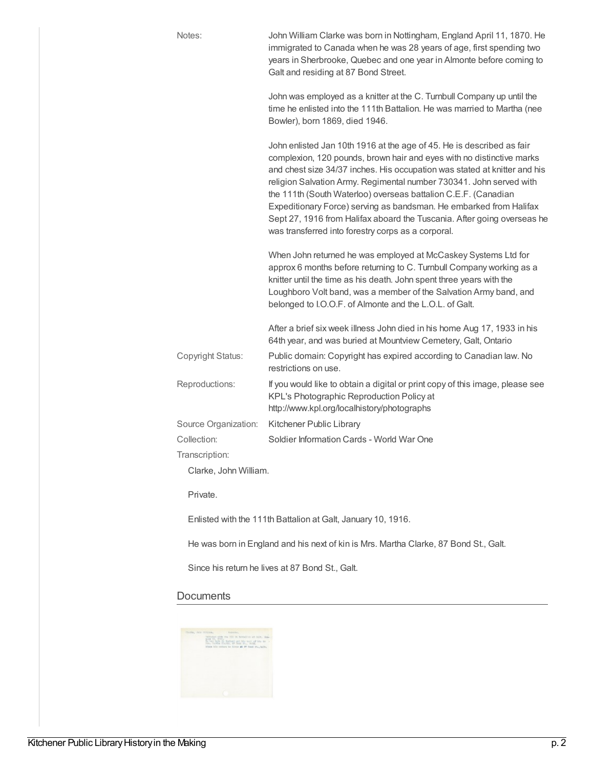Notes: John William Clarke was born in Nottingham, England April 11, 1870. He immigrated to Canada when he was 28 years of age, first spending two years in Sherbrooke, Quebec and one year in Almonte before coming to Galt and residing at 87 Bond Street.

John was employed as a knitter at the C. Turnbull Company up until the time he enlisted into the 111th Battalion. He was married to Martha (nee Bowler), born 1869, died 1946.

John enlisted Jan 10th 1916 at the age of 45. He is described as fair complexion, 120 pounds, brown hair and eyes with no distinctive marks and chest size 34/37 inches. His occupation was stated at knitter and his religion Salvation Army. Regimental number 730341. John served with the 111th (South Waterloo) overseas battalion C.E.F. (Canadian Expeditionary Force) serving as bandsman. He embarked from Halifax Sept 27, 1916 from Halifax aboard the Tuscania. After going overseas he was transferred into forestry corps as a corporal.

When John returned he was employed at McCaskey Systems Ltd for approx 6 months before returning to C. Turnbull Company working as a knitter until the time as his death. John spent three years with the Loughboro Volt band, was a member of the Salvation Army band, and belonged to I.O.O.F. of Almonte and the L.O.L. of Galt.

After a brief six week illness John died in his home Aug 17, 1933 in his 64th year, and was buried at Mountview Cemetery, Galt, Ontario

Copyright Status: Public domain: Copyright has expired according to Canadian law. No restrictions on use.

Reproductions: If you would like to obtain a digital or print copy of this image, please see KPL's Photographic Reproduction Policy at http://www.kpl.org/localhistory/photographs

Source Organization: Kitchener Public Library

Collection: Soldier Information Cards - World War One

Transcription:

Clarke, John William.

Private.

Enlisted with the 111th Battalion at Galt, January 10, 1916.

He was born in England and his next of kin is Mrs. Martha Clarke, 87 Bond St., Galt.

Since his return he lives at 87 Bond St., Galt.

## Documents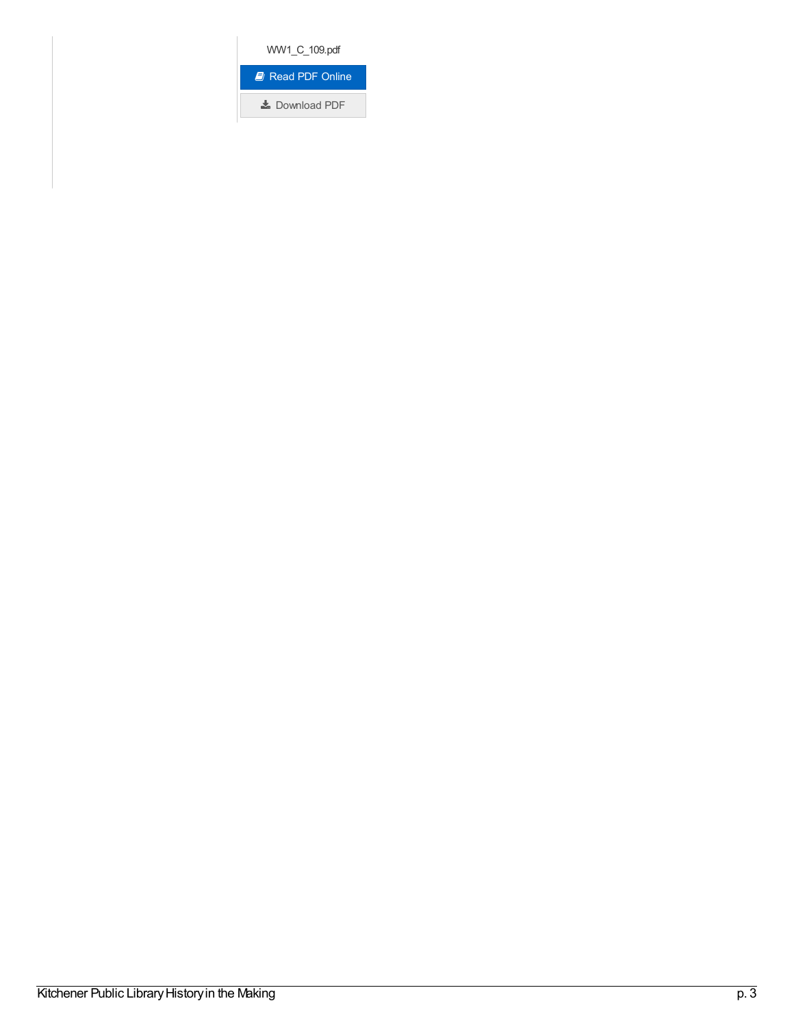WW1_C_109.pdf

Read PDF Online

Download PDF